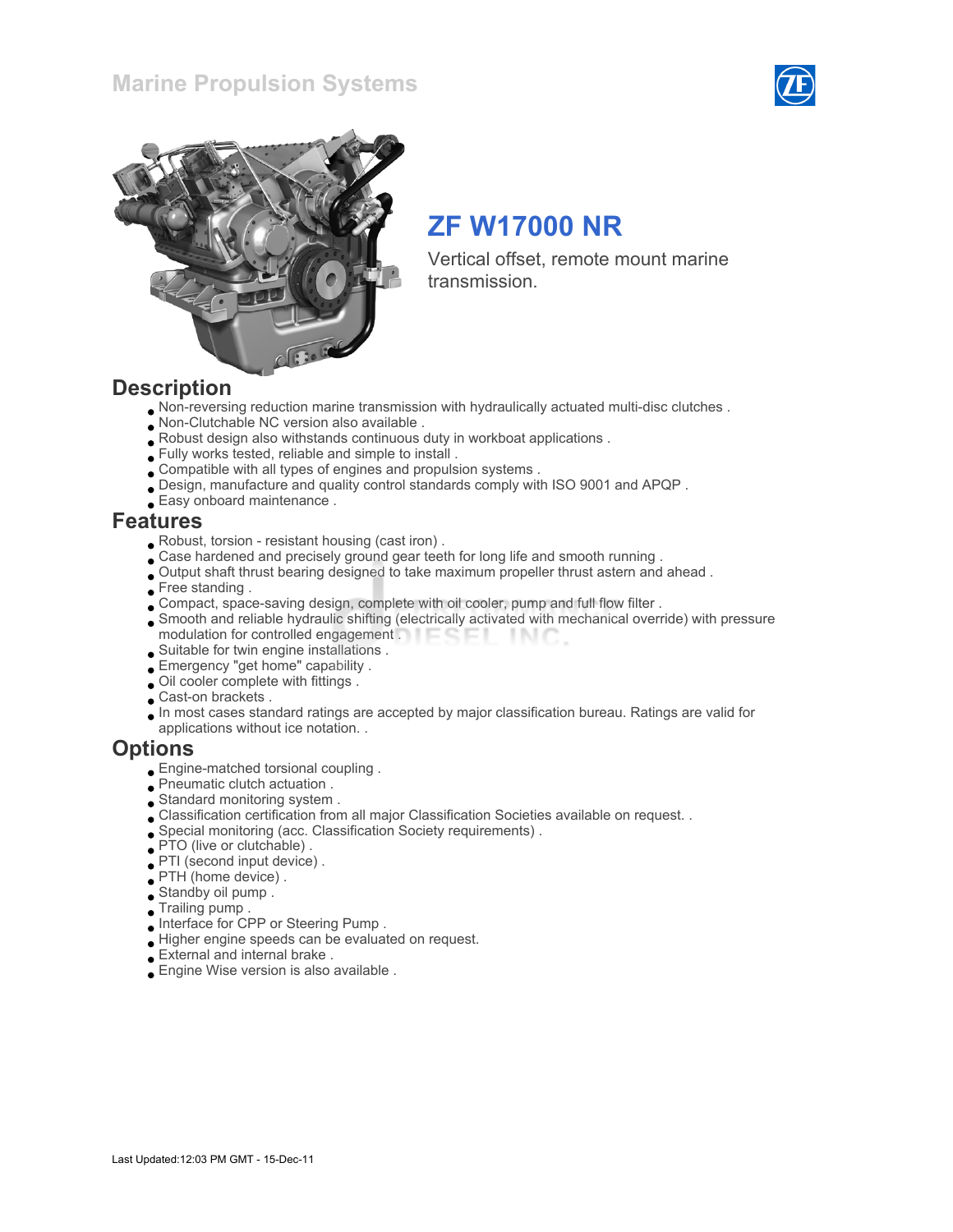Marine Propulsion Systems

# ZF W17000 NR

Vertical offset, remote mount marine transmission.

## Description

- Non-reversing reduction marine transmission with hydraulically actuated multi-disc clutches .
- Non-Clutchable NC version also available .
- Robust design also withstands continuous duty in workboat applications .
- Fully works tested, reliable and simple to install .
- Compatible with all types of engines and propulsion systems .
- Design, manufacture and quality control standards comply with ISO 9001 and APQP .
- Easy onboard maintenance .

## Features

- Robust, torsion - resistant housing (cast iron) .
- Case hardened and precisely ground gear teeth for long life and smooth running .
- Output shaft thrust bearing designed to take maximum propeller thrust astern and ahead .
- Free standing .
- Compact, space-saving design, complete with oil cooler, pump and full flow filter .
- Smooth and reliable hydraulic shifting (electrically activated with mechanical override) with pressure modulation for controlled engagement .
- Suitable for twin engine installations .
- Emergency "get home" capability .
- Oil cooler complete with fittings .
- Cast-on brackets .
- In most cases standard ratings are accepted by major classification bureau. Ratings are valid for applications without ice notation. .

## Options

- Engine-matched torsional coupling .
- Pneumatic clutch actuation .
- Standard monitoring system .
- Classification certification from all major Classification Societies available on request. .
- Special monitoring (acc. Classification Society requirements) .
- PTO (live or clutchable) .
- PTI (second input device) .
- PTH (home device) .
- Standby oil pump .
- Trailing pump .
- Interface for CPP or Steering Pump .
- Higher engine speeds can be evaluated on request.
- External and internal brake .
- Engine Wise version is also available .

Last Updated:12:03 PM GMT - 15-Dec-11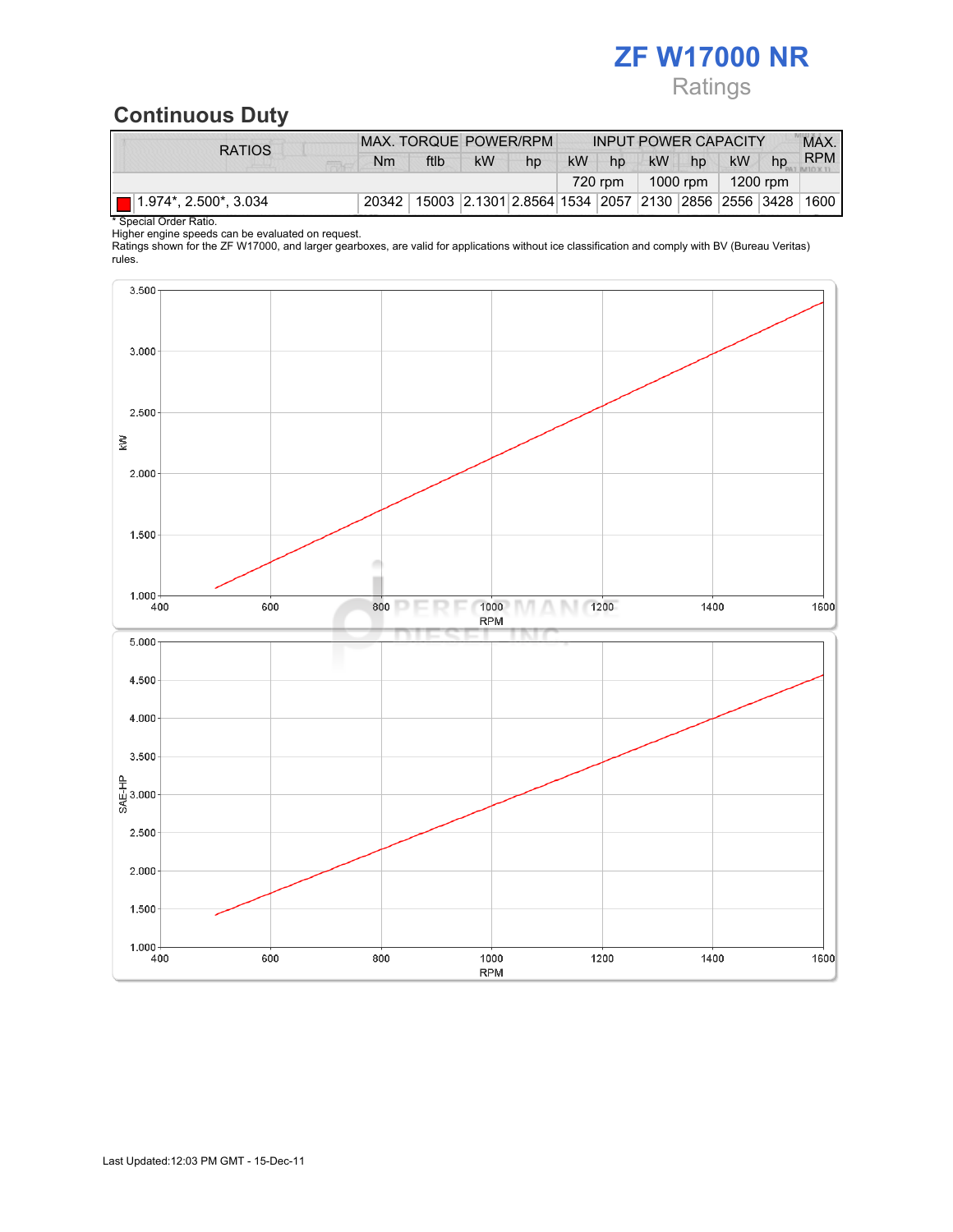# ZF W17000 NR

Ratings

## Continuous Duty

| RATIOS | MAX. TORQUE | | POWER/RPM | | INPUT POWER CAPACITY | | | | | | MAX. RPM |
|---|---|---|---|---|---|---|---|---|---|---|---|
| | Nm | ftlb | kW | hp | kW | hp | kW | hp | kW | hp | |
| | | | | | 720 rpm | | 1000 rpm | | 1200 rpm | | |
| 1.974*, 2.500*, 3.034 | 20342 | 15003 | 2.1301 | 2.8564 | 1534 | 2057 | 2130 | 2856 | 2556 | 3428 | 1600 |

* Special Order Ratio.

Higher engine speeds can be evaluated on request.

Ratings shown for the ZF W17000, and larger gearboxes, are valid for applications without ice classification and comply with BV (Bureau Veritas) rules.

Last Updated:12:03 PM GMT - 15-Dec-11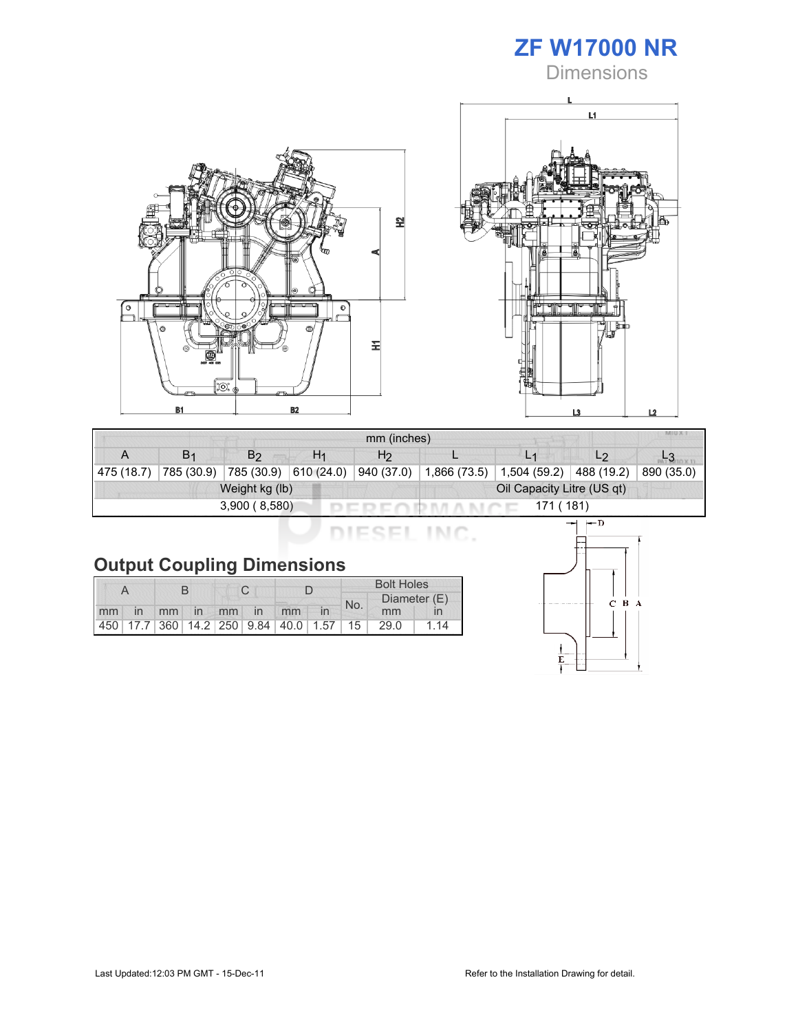# ZF W17000 NR

## Dimensions

| mm (inches) | | | | | | | | |
|---|---|---|---|---|---|---|---|---|
| A | $B_1$ | $B_2$ | $H_1$ | $H_2$ | L | $L_1$ | $L_2$ | $L_3$ |
| 475 (18.7) | 785 (30.9) | 785 (30.9) | 610 (24.0) | 940 (37.0) | 1,866 (73.5) | 1,504 (59.2) | 488 (19.2) | 890 (35.0) |

| Weight kg (lb) | Oil Capacity Litre (US qt) |
|---|---|
| 3,900 ( 8,580) | 171 ( 181) |

## Output Coupling Dimensions

| A | | B | | C | | D | | Bolt Holes | | |
|---|---|---|---|---|---|---|---|---|---|---|
| | | | | | | | | No. | Diameter (E) | |
| mm | in | mm | in | mm | in | mm | in | | mm | in |
| 450 | 17.7 | 360 | 14.2 | 250 | 9.84 | 40.0 | 1.57 | 15 | 29.0 | 1.14 |

Last Updated:12:03 PM GMT - 15-Dec-11

Refer to the Installation Drawing for detail.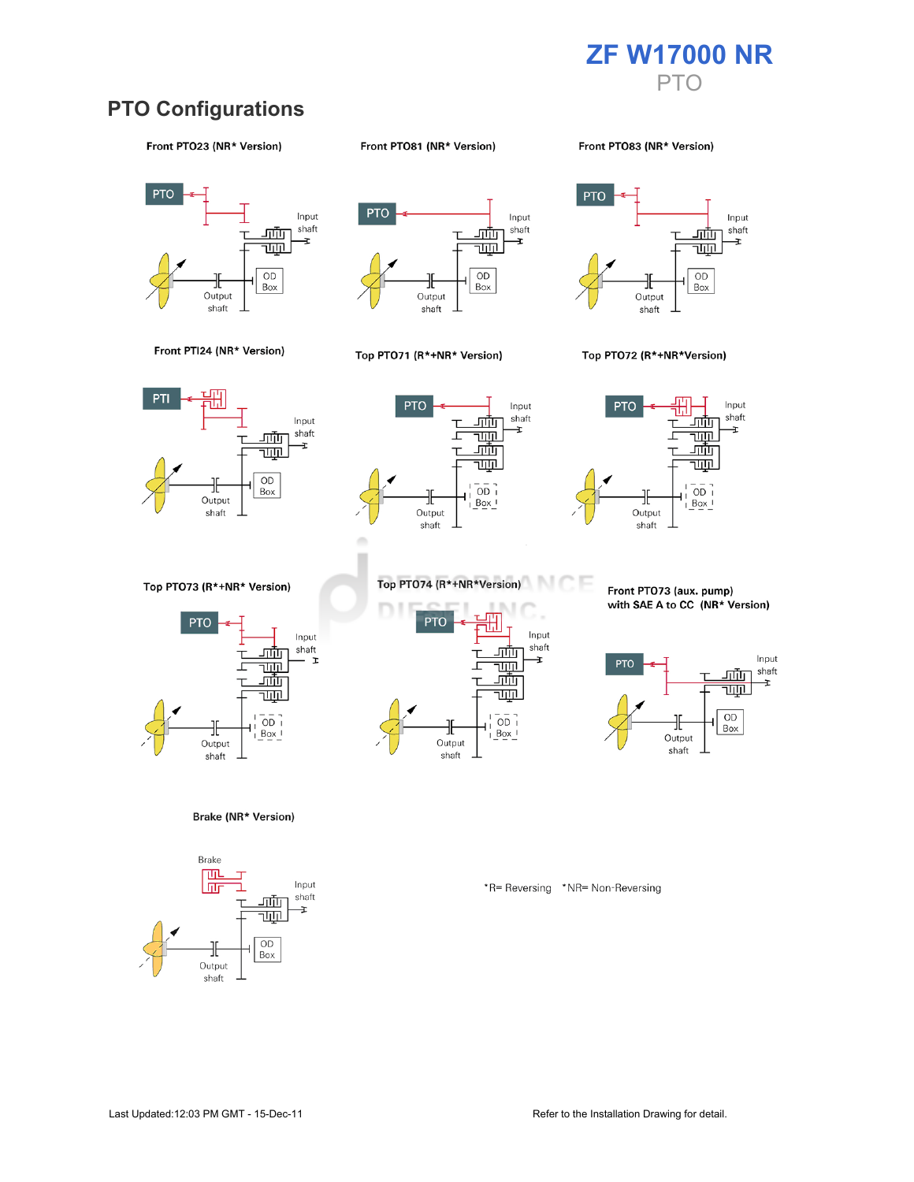# PTO Configurations

### Front PTO23 (NR* Version)

### Front PTO81 (NR* Version)

### Front PTO83 (NR* Version)

### Front PTI24 (NR* Version)

### Top PTO71 (R*+NR* Version)

### Top PTO72 (R*+NR*Version)

### Top PTO73 (R*+NR* Version)

### Top PTO74 (R*+NR*Version)

### Front PTO73 (aux. pump) with SAE A to CC (NR* Version)

### Brake (NR* Version)

*R= Reversing *NR= Non-Reversing

Last Updated:12:03 PM GMT - 15-Dec-11

Refer to the Installation Drawing for detail.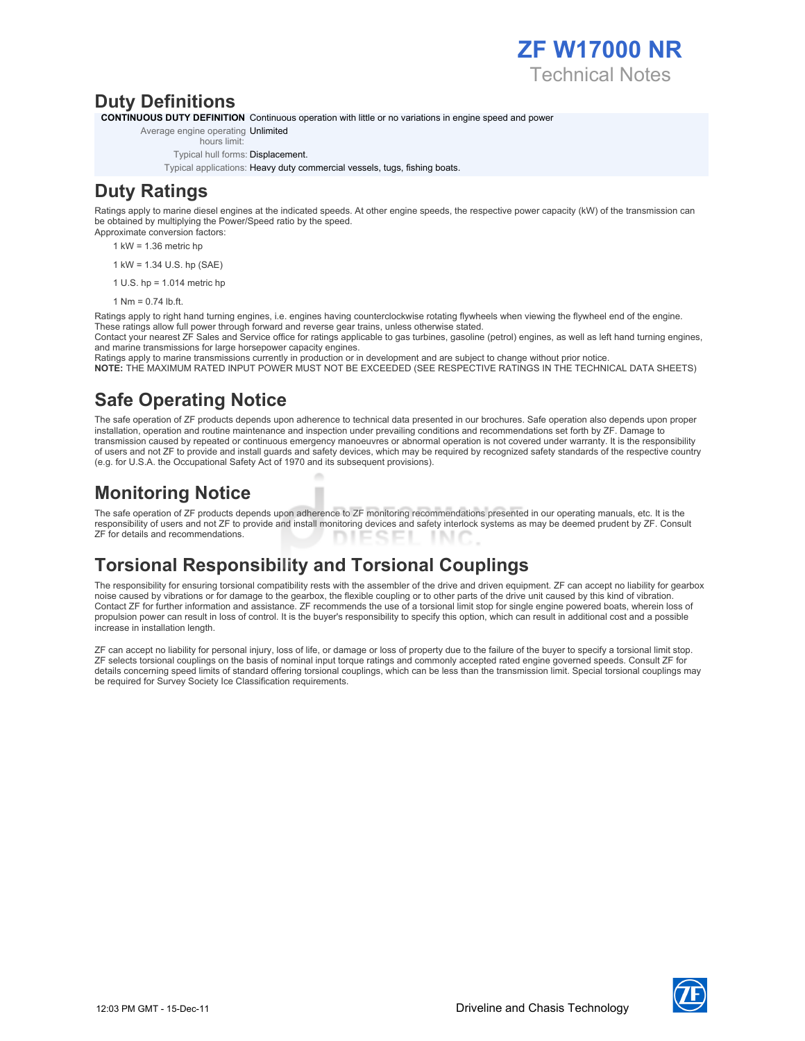# ZF W17000 NR
Technical Notes

## Duty Definitions

| | |
|---|---|
| **CONTINUOUS DUTY DEFINITION** | Continuous operation with little or no variations in engine speed and power |
| Average engine operating hours limit: | Unlimited |
| Typical hull forms: | Displacement. |
| Typical applications: | Heavy duty commercial vessels, tugs, fishing boats. |

## Duty Ratings

Ratings apply to marine diesel engines at the indicated speeds. At other engine speeds, the respective power capacity (kW) of the transmission can be obtained by multiplying the Power/Speed ratio by the speed.
Approximate conversion factors:

1 kW = 1.36 metric hp

1 kW = 1.34 U.S. hp (SAE)

1 U.S. hp = 1.014 metric hp

1 Nm = 0.74 lb.ft.

Ratings apply to right hand turning engines, i.e. engines having counterclockwise rotating flywheels when viewing the flywheel end of the engine. These ratings allow full power through forward and reverse gear trains, unless otherwise stated.
Contact your nearest ZF Sales and Service office for ratings applicable to gas turbines, gasoline (petrol) engines, as well as left hand turning engines, and marine transmissions for large horsepower capacity engines.
Ratings apply to marine transmissions currently in production or in development and are subject to change without prior notice.
**NOTE:** THE MAXIMUM RATED INPUT POWER MUST NOT BE EXCEEDED (SEE RESPECTIVE RATINGS IN THE TECHNICAL DATA SHEETS)

## Safe Operating Notice

The safe operation of ZF products depends upon adherence to technical data presented in our brochures. Safe operation also depends upon proper installation, operation and routine maintenance and inspection under prevailing conditions and recommendations set forth by ZF. Damage to transmission caused by repeated or continuous emergency manoeuvres or abnormal operation is not covered under warranty. It is the responsibility of users and not ZF to provide and install guards and safety devices, which may be required by recognized safety standards of the respective country (e.g. for U.S.A. the Occupational Safety Act of 1970 and its subsequent provisions).

## Monitoring Notice

The safe operation of ZF products depends upon adherence to ZF monitoring recommendations presented in our operating manuals, etc. It is the responsibility of users and not ZF to provide and install monitoring devices and safety interlock systems as may be deemed prudent by ZF. Consult ZF for details and recommendations.

## Torsional Responsibility and Torsional Couplings

The responsibility for ensuring torsional compatibility rests with the assembler of the drive and driven equipment. ZF can accept no liability for gearbox noise caused by vibrations or for damage to the gearbox, the flexible coupling or to other parts of the drive unit caused by this kind of vibration. Contact ZF for further information and assistance. ZF recommends the use of a torsional limit stop for single engine powered boats, wherein loss of propulsion power can result in loss of control. It is the buyer's responsibility to specify this option, which can result in additional cost and a possible increase in installation length.

ZF can accept no liability for personal injury, loss of life, or damage or loss of property due to the failure of the buyer to specify a torsional limit stop. ZF selects torsional couplings on the basis of nominal input torque ratings and commonly accepted rated engine governed speeds. Consult ZF for details concerning speed limits of standard offering torsional couplings, which can be less than the transmission limit. Special torsional couplings may be required for Survey Society Ice Classification requirements.